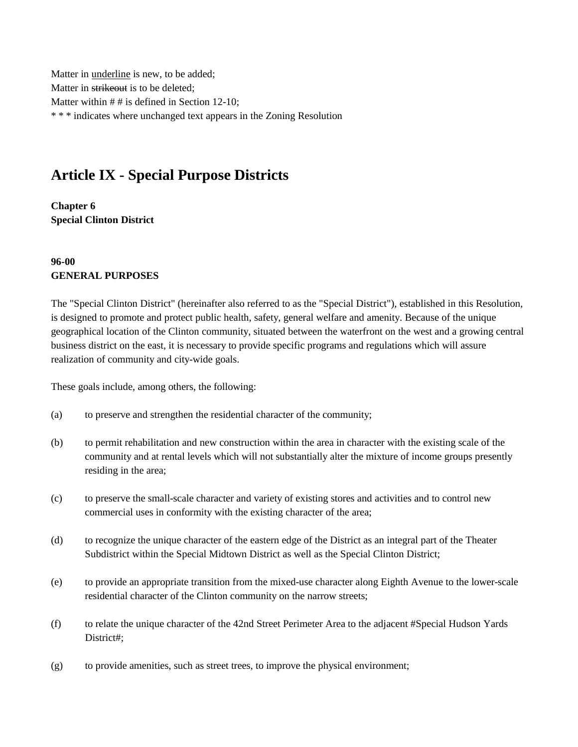Matter in <u>underline</u> is new, to be added;
Matter in ~~strikeout~~ is to be deleted;
Matter within # # is defined in Section 12-10;
* * * indicates where unchanged text appears in the Zoning Resolution

# Article IX - Special Purpose Districts

**Chapter 6**
**Special Clinton District**

**96-00**
**GENERAL PURPOSES**

The "Special Clinton District" (hereinafter also referred to as the "Special District"), established in this Resolution, is designed to promote and protect public health, safety, general welfare and amenity. Because of the unique geographical location of the Clinton community, situated between the waterfront on the west and a growing central business district on the east, it is necessary to provide specific programs and regulations which will assure realization of community and city-wide goals.

These goals include, among others, the following:

(a) to preserve and strengthen the residential character of the community;

(b) to permit rehabilitation and new construction within the area in character with the existing scale of the community and at rental levels which will not substantially alter the mixture of income groups presently residing in the area;

(c) to preserve the small-scale character and variety of existing stores and activities and to control new commercial uses in conformity with the existing character of the area;

(d) to recognize the unique character of the eastern edge of the District as an integral part of the Theater Subdistrict within the Special Midtown District as well as the Special Clinton District;

(e) to provide an appropriate transition from the mixed-use character along Eighth Avenue to the lower-scale residential character of the Clinton community on the narrow streets;

(f) to relate the unique character of the 42nd Street Perimeter Area to the adjacent #Special Hudson Yards District#;

(g) to provide amenities, such as street trees, to improve the physical environment;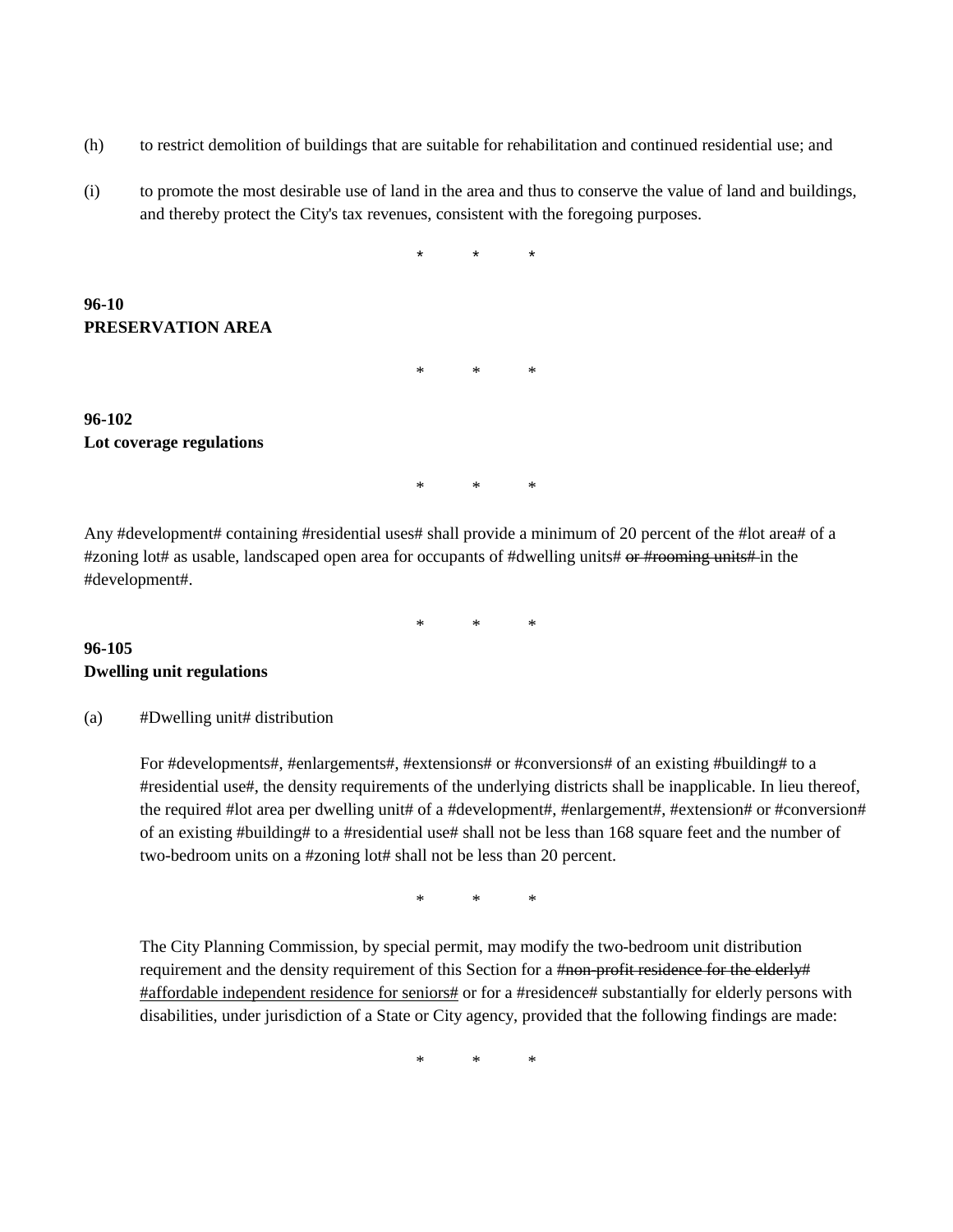(h) to restrict demolition of buildings that are suitable for rehabilitation and continued residential use; and

(i) to promote the most desirable use of land in the area and thus to conserve the value of land and buildings, and thereby protect the City's tax revenues, consistent with the foregoing purposes.

\* \* \*

**96-10**
**PRESERVATION AREA**

\* \* \*

**96-102**
**Lot coverage regulations**

\* \* \*

Any #development# containing #residential uses# shall provide a minimum of 20 percent of the #lot area# of a #zoning lot# as usable, landscaped open area for occupants of #dwelling units# ~~or #rooming units#~~ in the #development#.

\* \* \*

**96-105**
**Dwelling unit regulations**

(a) #Dwelling unit# distribution

For #developments#, #enlargements#, #extensions# or #conversions# of an existing #building# to a #residential use#, the density requirements of the underlying districts shall be inapplicable. In lieu thereof, the required #lot area per dwelling unit# of a #development#, #enlargement#, #extension# or #conversion# of an existing #building# to a #residential use# shall not be less than 168 square feet and the number of two-bedroom units on a #zoning lot# shall not be less than 20 percent.

\* \* \*

The City Planning Commission, by special permit, may modify the two-bedroom unit distribution requirement and the density requirement of this Section for a ~~#non-profit residence for the elderly#~~ <u>#affordable independent residence for seniors#</u> or for a #residence# substantially for elderly persons with disabilities, under jurisdiction of a State or City agency, provided that the following findings are made:

\* \* \*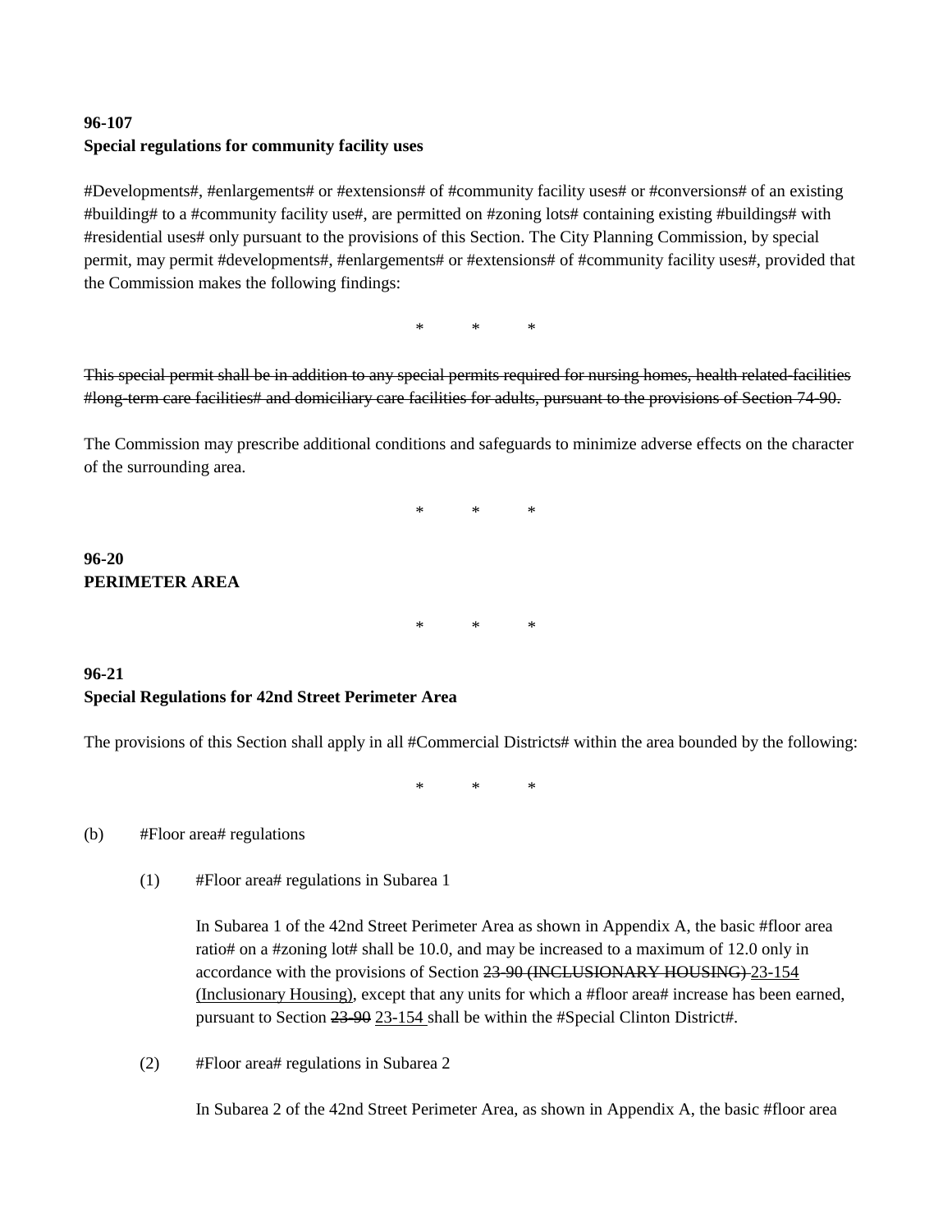**96-107**
**Special regulations for community facility uses**

#Developments#, #enlargements# or #extensions# of #community facility uses# or #conversions# of an existing #building# to a #community facility use#, are permitted on #zoning lots# containing existing #buildings# with #residential uses# only pursuant to the provisions of this Section. The City Planning Commission, by special permit, may permit #developments#, #enlargements# or #extensions# of #community facility uses#, provided that the Commission makes the following findings:

\*     \*     \*

~~This special permit shall be in addition to any special permits required for nursing homes, health related facilities #long-term care facilities# and domiciliary care facilities for adults, pursuant to the provisions of Section 74-90.~~

The Commission may prescribe additional conditions and safeguards to minimize adverse effects on the character of the surrounding area.

\*     \*     \*

**96-20**
**PERIMETER AREA**

\*     \*     \*

**96-21**
**Special Regulations for 42nd Street Perimeter Area**

The provisions of this Section shall apply in all #Commercial Districts# within the area bounded by the following:

\*     \*     \*

(b) #Floor area# regulations

(1) #Floor area# regulations in Subarea 1

In Subarea 1 of the 42nd Street Perimeter Area as shown in Appendix A, the basic #floor area ratio# on a #zoning lot# shall be 10.0, and may be increased to a maximum of 12.0 only in accordance with the provisions of Section ~~23-90 (INCLUSIONARY HOUSING)~~ <u>23-154 (Inclusionary Housing)</u>, except that any units for which a #floor area# increase has been earned, pursuant to Section ~~23-90~~ <u>23-154</u> shall be within the #Special Clinton District#.

(2) #Floor area# regulations in Subarea 2

In Subarea 2 of the 42nd Street Perimeter Area, as shown in Appendix A, the basic #floor area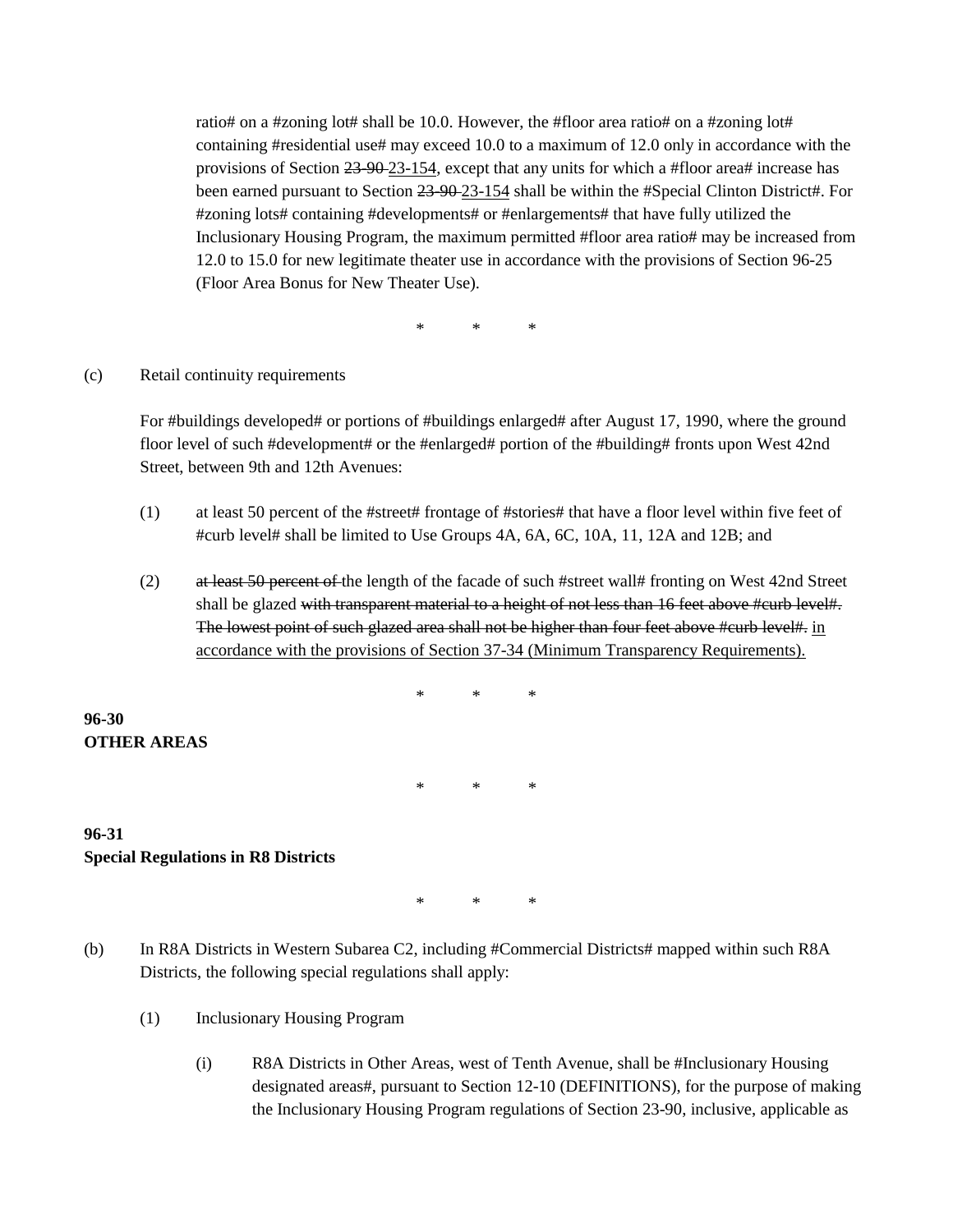ratio# on a #zoning lot# shall be 10.0. However, the #floor area ratio# on a #zoning lot# containing #residential use# may exceed 10.0 to a maximum of 12.0 only in accordance with the provisions of Section ~~23-90~~ <u>23-154</u>, except that any units for which a #floor area# increase has been earned pursuant to Section ~~23-90~~ <u>23-154</u> shall be within the #Special Clinton District#. For #zoning lots# containing #developments# or #enlargements# that have fully utilized the Inclusionary Housing Program, the maximum permitted #floor area ratio# may be increased from 12.0 to 15.0 for new legitimate theater use in accordance with the provisions of Section 96-25 (Floor Area Bonus for New Theater Use).

\* \* \*

(c) Retail continuity requirements

For #buildings developed# or portions of #buildings enlarged# after August 17, 1990, where the ground floor level of such #development# or the #enlarged# portion of the #building# fronts upon West 42nd Street, between 9th and 12th Avenues:

(1) at least 50 percent of the #street# frontage of #stories# that have a floor level within five feet of #curb level# shall be limited to Use Groups 4A, 6A, 6C, 10A, 11, 12A and 12B; and

(2) ~~at least 50 percent of~~ the length of the facade of such #street wall# fronting on West 42nd Street shall be glazed ~~with transparent material to a height of not less than 16 feet above #curb level#. The lowest point of such glazed area shall not be higher than four feet above #curb level#.~~ <u>in accordance with the provisions of Section 37-34 (Minimum Transparency Requirements).</u>

\* \* \*

**96-30**
**OTHER AREAS**

\* \* \*

**96-31**
**Special Regulations in R8 Districts**

\* \* \*

(b) In R8A Districts in Western Subarea C2, including #Commercial Districts# mapped within such R8A Districts, the following special regulations shall apply:

(1) Inclusionary Housing Program

(i) R8A Districts in Other Areas, west of Tenth Avenue, shall be #Inclusionary Housing designated areas#, pursuant to Section 12-10 (DEFINITIONS), for the purpose of making the Inclusionary Housing Program regulations of Section 23-90, inclusive, applicable as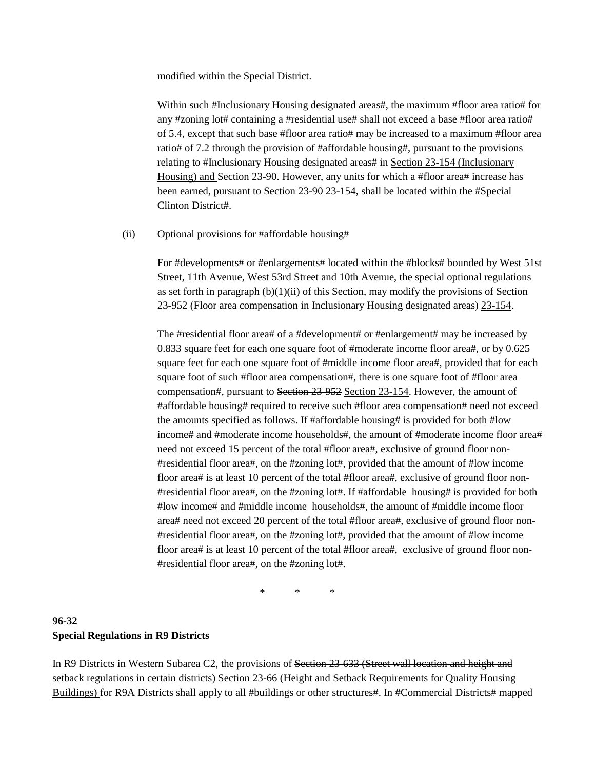modified within the Special District.

Within such #Inclusionary Housing designated areas#, the maximum #floor area ratio# for any #zoning lot# containing a #residential use# shall not exceed a base #floor area ratio# of 5.4, except that such base #floor area ratio# may be increased to a maximum #floor area ratio# of 7.2 through the provision of #affordable housing#, pursuant to the provisions relating to #Inclusionary Housing designated areas# in <u>Section 23-154 (Inclusionary Housing) and</u> Section 23-90. However, any units for which a #floor area# increase has been earned, pursuant to Section ~~23-90~~ <u>23-154</u>, shall be located within the #Special Clinton District#.

(ii) Optional provisions for #affordable housing#

For #developments# or #enlargements# located within the #blocks# bounded by West 51st Street, 11th Avenue, West 53rd Street and 10th Avenue, the special optional regulations as set forth in paragraph (b)(1)(ii) of this Section, may modify the provisions of Section ~~23-952 (Floor area compensation in Inclusionary Housing designated areas)~~ <u>23-154</u>.

The #residential floor area# of a #development# or #enlargement# may be increased by 0.833 square feet for each one square foot of #moderate income floor area#, or by 0.625 square feet for each one square foot of #middle income floor area#, provided that for each square foot of such #floor area compensation#, there is one square foot of #floor area compensation#, pursuant to ~~Section 23-952~~ <u>Section 23-154</u>. However, the amount of #affordable housing# required to receive such #floor area compensation# need not exceed the amounts specified as follows. If #affordable housing# is provided for both #low income# and #moderate income households#, the amount of #moderate income floor area# need not exceed 15 percent of the total #floor area#, exclusive of ground floor non-#residential floor area#, on the #zoning lot#, provided that the amount of #low income floor area# is at least 10 percent of the total #floor area#, exclusive of ground floor non-#residential floor area#, on the #zoning lot#. If #affordable housing# is provided for both #low income# and #middle income households#, the amount of #middle income floor area# need not exceed 20 percent of the total #floor area#, exclusive of ground floor non-#residential floor area#, on the #zoning lot#, provided that the amount of #low income floor area# is at least 10 percent of the total #floor area#, exclusive of ground floor non-#residential floor area#, on the #zoning lot#.

\* \* \*

**96-32**
**Special Regulations in R9 Districts**

In R9 Districts in Western Subarea C2, the provisions of ~~Section 23-633 (Street wall location and height and setback regulations in certain districts)~~ <u>Section 23-66 (Height and Setback Requirements for Quality Housing Buildings)</u> for R9A Districts shall apply to all #buildings or other structures#. In #Commercial Districts# mapped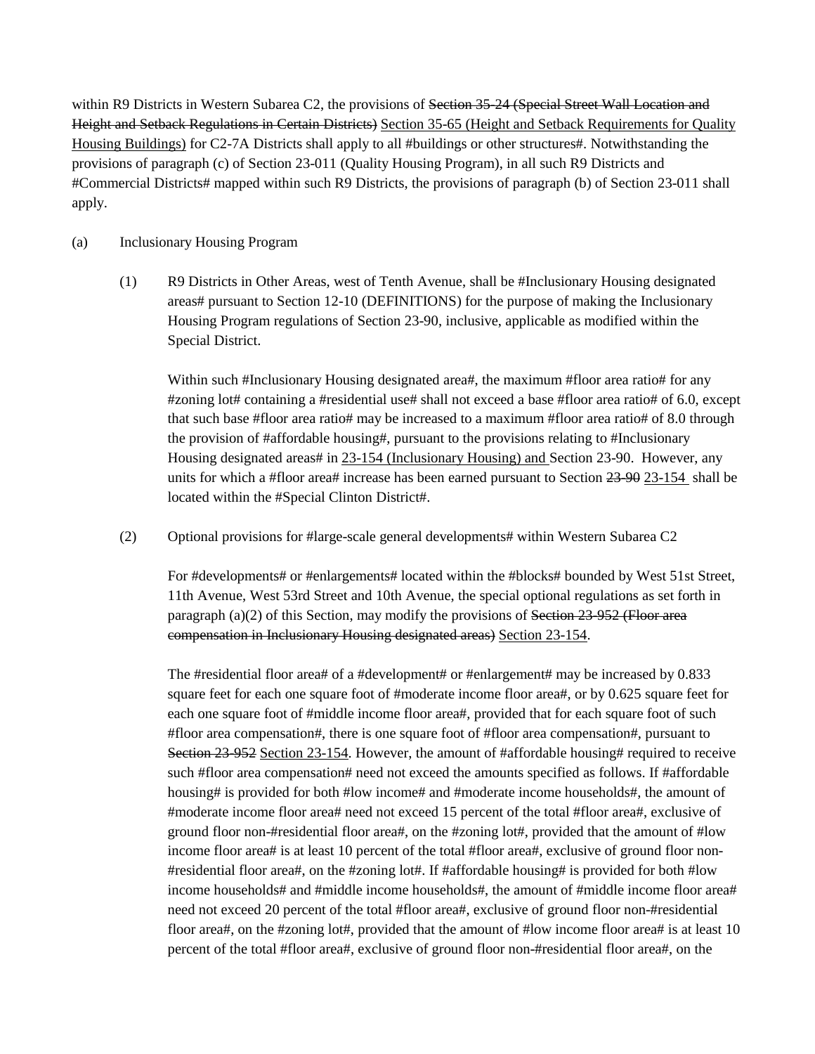within R9 Districts in Western Subarea C2, the provisions of ~~Section 35-24 (Special Street Wall Location and Height and Setback Regulations in Certain Districts)~~ <u>Section 35-65 (Height and Setback Requirements for Quality Housing Buildings)</u> for C2-7A Districts shall apply to all #buildings or other structures#. Notwithstanding the provisions of paragraph (c) of Section 23-011 (Quality Housing Program), in all such R9 Districts and #Commercial Districts# mapped within such R9 Districts, the provisions of paragraph (b) of Section 23-011 shall apply.

(a) Inclusionary Housing Program

(1) R9 Districts in Other Areas, west of Tenth Avenue, shall be #Inclusionary Housing designated areas# pursuant to Section 12-10 (DEFINITIONS) for the purpose of making the Inclusionary Housing Program regulations of Section 23-90, inclusive, applicable as modified within the Special District.

Within such #Inclusionary Housing designated area#, the maximum #floor area ratio# for any #zoning lot# containing a #residential use# shall not exceed a base #floor area ratio# of 6.0, except that such base #floor area ratio# may be increased to a maximum #floor area ratio# of 8.0 through the provision of #affordable housing#, pursuant to the provisions relating to #Inclusionary Housing designated areas# in <u>23-154 (Inclusionary Housing) and</u> Section 23-90. However, any units for which a #floor area# increase has been earned pursuant to Section ~~23-90~~ <u>23-154</u> shall be located within the #Special Clinton District#.

(2) Optional provisions for #large-scale general developments# within Western Subarea C2

For #developments# or #enlargements# located within the #blocks# bounded by West 51st Street, 11th Avenue, West 53rd Street and 10th Avenue, the special optional regulations as set forth in paragraph (a)(2) of this Section, may modify the provisions of ~~Section 23-952 (Floor area compensation in Inclusionary Housing designated areas)~~ <u>Section 23-154</u>.

The #residential floor area# of a #development# or #enlargement# may be increased by 0.833 square feet for each one square foot of #moderate income floor area#, or by 0.625 square feet for each one square foot of #middle income floor area#, provided that for each square foot of such #floor area compensation#, there is one square foot of #floor area compensation#, pursuant to ~~Section 23-952~~ <u>Section 23-154</u>. However, the amount of #affordable housing# required to receive such #floor area compensation# need not exceed the amounts specified as follows. If #affordable housing# is provided for both #low income# and #moderate income households#, the amount of #moderate income floor area# need not exceed 15 percent of the total #floor area#, exclusive of ground floor non-#residential floor area#, on the #zoning lot#, provided that the amount of #low income floor area# is at least 10 percent of the total #floor area#, exclusive of ground floor non-#residential floor area#, on the #zoning lot#. If #affordable housing# is provided for both #low income households# and #middle income households#, the amount of #middle income floor area# need not exceed 20 percent of the total #floor area#, exclusive of ground floor non-#residential floor area#, on the #zoning lot#, provided that the amount of #low income floor area# is at least 10 percent of the total #floor area#, exclusive of ground floor non-#residential floor area#, on the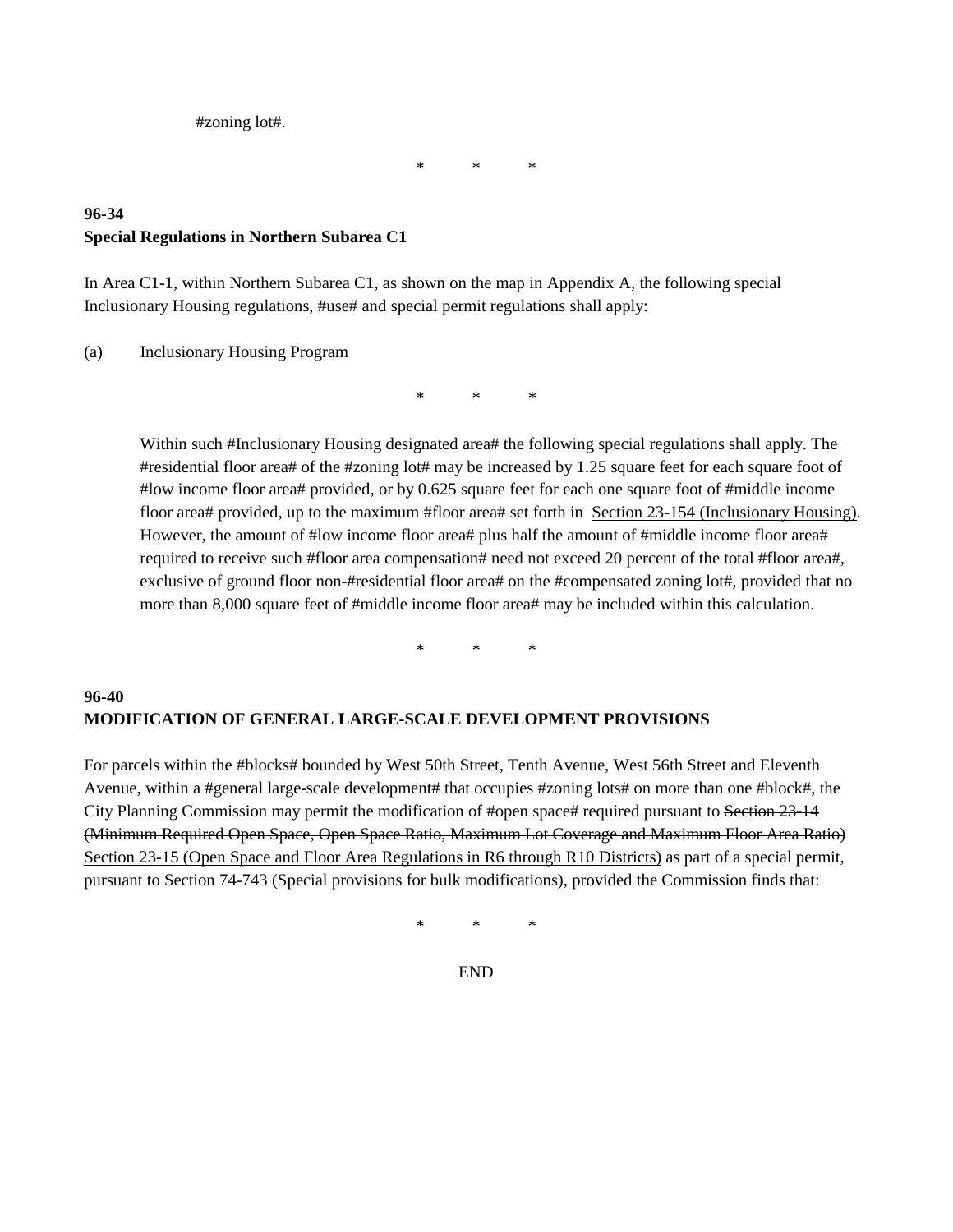#zoning lot#.

\*  \*  \*

**96-34**
**Special Regulations in Northern Subarea C1**

In Area C1-1, within Northern Subarea C1, as shown on the map in Appendix A, the following special Inclusionary Housing regulations, #use# and special permit regulations shall apply:

(a) Inclusionary Housing Program

\*  \*  \*

Within such #Inclusionary Housing designated area# the following special regulations shall apply. The #residential floor area# of the #zoning lot# may be increased by 1.25 square feet for each square foot of #low income floor area# provided, or by 0.625 square feet for each one square foot of #middle income floor area# provided, up to the maximum #floor area# set forth in <u>Section 23-154 (Inclusionary Housing)</u>. However, the amount of #low income floor area# plus half the amount of #middle income floor area# required to receive such #floor area compensation# need not exceed 20 percent of the total #floor area#, exclusive of ground floor non-#residential floor area# on the #compensated zoning lot#, provided that no more than 8,000 square feet of #middle income floor area# may be included within this calculation.

\*  \*  \*

**96-40**
**MODIFICATION OF GENERAL LARGE-SCALE DEVELOPMENT PROVISIONS**

For parcels within the #blocks# bounded by West 50th Street, Tenth Avenue, West 56th Street and Eleventh Avenue, within a #general large-scale development# that occupies #zoning lots# on more than one #block#, the City Planning Commission may permit the modification of #open space# required pursuant to ~~Section 23-14 (Minimum Required Open Space, Open Space Ratio, Maximum Lot Coverage and Maximum Floor Area Ratio)~~ <u>Section 23-15 (Open Space and Floor Area Regulations in R6 through R10 Districts)</u> as part of a special permit, pursuant to Section 74-743 (Special provisions for bulk modifications), provided the Commission finds that:

\*  \*  \*

END